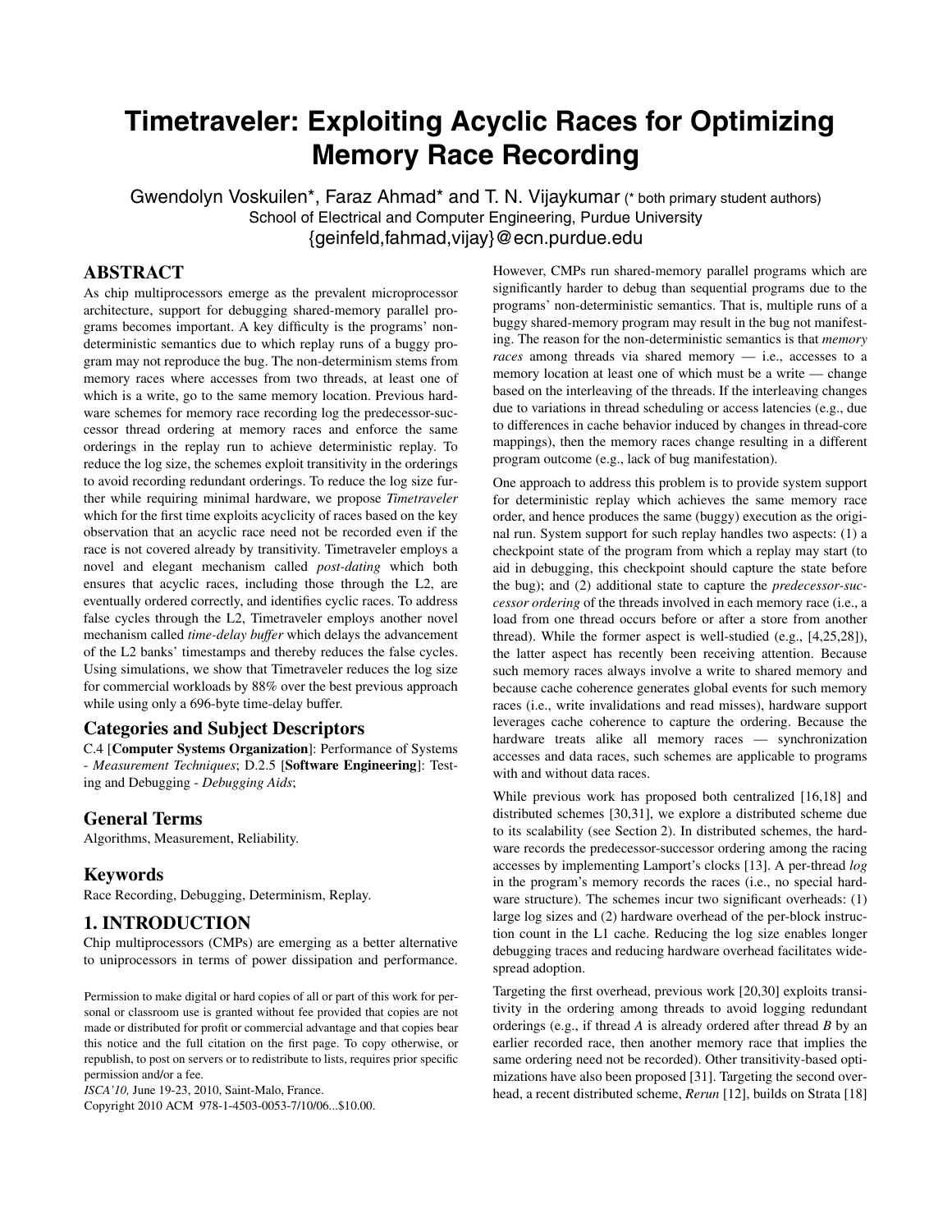# Timetraveler: Exploiting Acyclic Races for Optimizing Memory Race Recording

Gwendolyn Voskuilen*, Faraz Ahmad* and T. N. Vijaykumar (* both primary student authors)
School of Electrical and Computer Engineering, Purdue University
{geinfeld,fahmad,vijay}@ecn.purdue.edu

## ABSTRACT

As chip multiprocessors emerge as the prevalent microprocessor architecture, support for debugging shared-memory parallel programs becomes important. A key difficulty is the programs' non-deterministic semantics due to which replay runs of a buggy program may not reproduce the bug. The non-determinism stems from memory races where accesses from two threads, at least one of which is a write, go to the same memory location. Previous hardware schemes for memory race recording log the predecessor-successor thread ordering at memory races and enforce the same orderings in the replay run to achieve deterministic replay. To reduce the log size, the schemes exploit transitivity in the orderings to avoid recording redundant orderings. To reduce the log size further while requiring minimal hardware, we propose *Timetraveler* which for the first time exploits acyclicity of races based on the key observation that an acyclic race need not be recorded even if the race is not covered already by transitivity. Timetraveler employs a novel and elegant mechanism called *post-dating* which both ensures that acyclic races, including those through the L2, are eventually ordered correctly, and identifies cyclic races. To address false cycles through the L2, Timetraveler employs another novel mechanism called *time-delay buffer* which delays the advancement of the L2 banks' timestamps and thereby reduces the false cycles. Using simulations, we show that Timetraveler reduces the log size for commercial workloads by 88% over the best previous approach while using only a 696-byte time-delay buffer.

### Categories and Subject Descriptors

C.4 [**Computer Systems Organization**]: Performance of Systems - *Measurement Techniques*; D.2.5 [**Software Engineering**]: Testing and Debugging - *Debugging Aids*;

### General Terms

Algorithms, Measurement, Reliability.

### Keywords

Race Recording, Debugging, Determinism, Replay.

## 1. INTRODUCTION

Chip multiprocessors (CMPs) are emerging as a better alternative to uniprocessors in terms of power dissipation and performance. However, CMPs run shared-memory parallel programs which are significantly harder to debug than sequential programs due to the programs' non-deterministic semantics. That is, multiple runs of a buggy shared-memory program may result in the bug not manifesting. The reason for the non-deterministic semantics is that *memory races* among threads via shared memory — i.e., accesses to a memory location at least one of which must be a write — change based on the interleaving of the threads. If the interleaving changes due to variations in thread scheduling or access latencies (e.g., due to differences in cache behavior induced by changes in thread-core mappings), then the memory races change resulting in a different program outcome (e.g., lack of bug manifestation).

One approach to address this problem is to provide system support for deterministic replay which achieves the same memory race order, and hence produces the same (buggy) execution as the original run. System support for such replay handles two aspects: (1) a checkpoint state of the program from which a replay may start (to aid in debugging, this checkpoint should capture the state before the bug); and (2) additional state to capture the *predecessor-successor ordering* of the threads involved in each memory race (i.e., a load from one thread occurs before or after a store from another thread). While the former aspect is well-studied (e.g., [4,25,28]), the latter aspect has recently been receiving attention. Because such memory races always involve a write to shared memory and because cache coherence generates global events for such memory races (i.e., write invalidations and read misses), hardware support leverages cache coherence to capture the ordering. Because the hardware treats alike all memory races — synchronization accesses and data races, such schemes are applicable to programs with and without data races.

While previous work has proposed both centralized [16,18] and distributed schemes [30,31], we explore a distributed scheme due to its scalability (see Section 2). In distributed schemes, the hardware records the predecessor-successor ordering among the racing accesses by implementing Lamport's clocks [13]. A per-thread *log* in the program's memory records the races (i.e., no special hardware structure). The schemes incur two significant overheads: (1) large log sizes and (2) hardware overhead of the per-block instruction count in the L1 cache. Reducing the log size enables longer debugging traces and reducing hardware overhead facilitates widespread adoption.

Targeting the first overhead, previous work [20,30] exploits transitivity in the ordering among threads to avoid logging redundant orderings (e.g., if thread *A* is already ordered after thread *B* by an earlier recorded race, then another memory race that implies the same ordering need not be recorded). Other transitivity-based optimizations have also been proposed [31]. Targeting the second overhead, a recent distributed scheme, *Rerun* [12], builds on Strata [18]

Permission to make digital or hard copies of all or part of this work for personal or classroom use is granted without fee provided that copies are not made or distributed for profit or commercial advantage and that copies bear this notice and the full citation on the first page. To copy otherwise, or republish, to post on servers or to redistribute to lists, requires prior specific permission and/or a fee.
*ISCA'10,* June 19-23, 2010, Saint-Malo, France.
Copyright 2010 ACM 978-1-4503-0053-7/10/06...$10.00.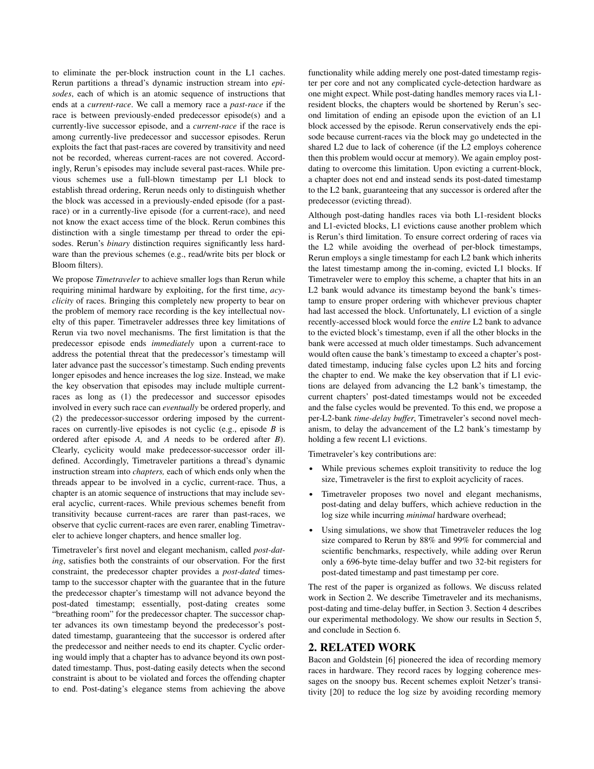to eliminate the per-block instruction count in the L1 caches. Rerun partitions a thread's dynamic instruction stream into *episodes*, each of which is an atomic sequence of instructions that ends at a *current-race*. We call a memory race a *past-race* if the race is between previously-ended predecessor episode(s) and a currently-live successor episode, and a *current-race* if the race is among currently-live predecessor and successor episodes. Rerun exploits the fact that past-races are covered by transitivity and need not be recorded, whereas current-races are not covered. Accordingly, Rerun's episodes may include several past-races. While previous schemes use a full-blown timestamp per L1 block to establish thread ordering, Rerun needs only to distinguish whether the block was accessed in a previously-ended episode (for a past-race) or in a currently-live episode (for a current-race), and need not know the exact access time of the block. Rerun combines this distinction with a single timestamp per thread to order the episodes. Rerun's *binary* distinction requires significantly less hardware than the previous schemes (e.g., read/write bits per block or Bloom filters).

We propose *Timetraveler* to achieve smaller logs than Rerun while requiring minimal hardware by exploiting, for the first time, *acyclicity* of races. Bringing this completely new property to bear on the problem of memory race recording is the key intellectual novelty of this paper. Timetraveler addresses three key limitations of Rerun via two novel mechanisms. The first limitation is that the predecessor episode ends *immediately* upon a current-race to address the potential threat that the predecessor's timestamp will later advance past the successor's timestamp. Such ending prevents longer episodes and hence increases the log size. Instead, we make the key observation that episodes may include multiple current-races as long as (1) the predecessor and successor episodes involved in every such race can *eventually* be ordered properly, and (2) the predecessor-successor ordering imposed by the current-races on currently-live episodes is not cyclic (e.g., episode *B* is ordered after episode *A,* and *A* needs to be ordered after *B*). Clearly, cyclicity would make predecessor-successor order ill-defined. Accordingly, Timetraveler partitions a thread's dynamic instruction stream into *chapters,* each of which ends only when the threads appear to be involved in a cyclic, current-race. Thus, a chapter is an atomic sequence of instructions that may include several acyclic, current-races. While previous schemes benefit from transitivity because current-races are rarer than past-races, we observe that cyclic current-races are even rarer, enabling Timetraveler to achieve longer chapters, and hence smaller log.

Timetraveler's first novel and elegant mechanism, called *post-dating*, satisfies both the constraints of our observation. For the first constraint, the predecessor chapter provides a *post-dated* timestamp to the successor chapter with the guarantee that in the future the predecessor chapter's timestamp will not advance beyond the post-dated timestamp; essentially, post-dating creates some "breathing room" for the predecessor chapter. The successor chapter advances its own timestamp beyond the predecessor's post-dated timestamp, guaranteeing that the successor is ordered after the predecessor and neither needs to end its chapter. Cyclic ordering would imply that a chapter has to advance beyond its own post-dated timestamp. Thus, post-dating easily detects when the second constraint is about to be violated and forces the offending chapter to end. Post-dating's elegance stems from achieving the above functionality while adding merely one post-dated timestamp register per core and not any complicated cycle-detection hardware as one might expect. While post-dating handles memory races via L1-resident blocks, the chapters would be shortened by Rerun's second limitation of ending an episode upon the eviction of an L1 block accessed by the episode. Rerun conservatively ends the episode because current-races via the block may go undetected in the shared L2 due to lack of coherence (if the L2 employs coherence then this problem would occur at memory). We again employ post-dating to overcome this limitation. Upon evicting a current-block, a chapter does not end and instead sends its post-dated timestamp to the L2 bank, guaranteeing that any successor is ordered after the predecessor (evicting thread).

Although post-dating handles races via both L1-resident blocks and L1-evicted blocks, L1 evictions cause another problem which is Rerun's third limitation. To ensure correct ordering of races via the L2 while avoiding the overhead of per-block timestamps, Rerun employs a single timestamp for each L2 bank which inherits the latest timestamp among the in-coming, evicted L1 blocks. If Timetraveler were to employ this scheme, a chapter that hits in an L2 bank would advance its timestamp beyond the bank's timestamp to ensure proper ordering with whichever previous chapter had last accessed the block. Unfortunately, L1 eviction of a single recently-accessed block would force the *entire* L2 bank to advance to the evicted block's timestamp, even if all the other blocks in the bank were accessed at much older timestamps. Such advancement would often cause the bank's timestamp to exceed a chapter's post-dated timestamp, inducing false cycles upon L2 hits and forcing the chapter to end. We make the key observation that if L1 evictions are delayed from advancing the L2 bank's timestamp, the current chapters' post-dated timestamps would not be exceeded and the false cycles would be prevented. To this end, we propose a per-L2-bank *time-delay buffer*, Timetraveler's second novel mechanism, to delay the advancement of the L2 bank's timestamp by holding a few recent L1 evictions.

Timetraveler's key contributions are:

- While previous schemes exploit transitivity to reduce the log size, Timetraveler is the first to exploit acyclicity of races.
- Timetraveler proposes two novel and elegant mechanisms, post-dating and delay buffers, which achieve reduction in the log size while incurring *minimal* hardware overhead;
- Using simulations, we show that Timetraveler reduces the log size compared to Rerun by 88% and 99% for commercial and scientific benchmarks, respectively, while adding over Rerun only a 696-byte time-delay buffer and two 32-bit registers for post-dated timestamp and past timestamp per core.

The rest of the paper is organized as follows. We discuss related work in Section 2. We describe Timetraveler and its mechanisms, post-dating and time-delay buffer, in Section 3. Section 4 describes our experimental methodology. We show our results in Section 5, and conclude in Section 6.

## 2. RELATED WORK

Bacon and Goldstein [6] pioneered the idea of recording memory races in hardware. They record races by logging coherence messages on the snoopy bus. Recent schemes exploit Netzer's transitivity [20] to reduce the log size by avoiding recording memory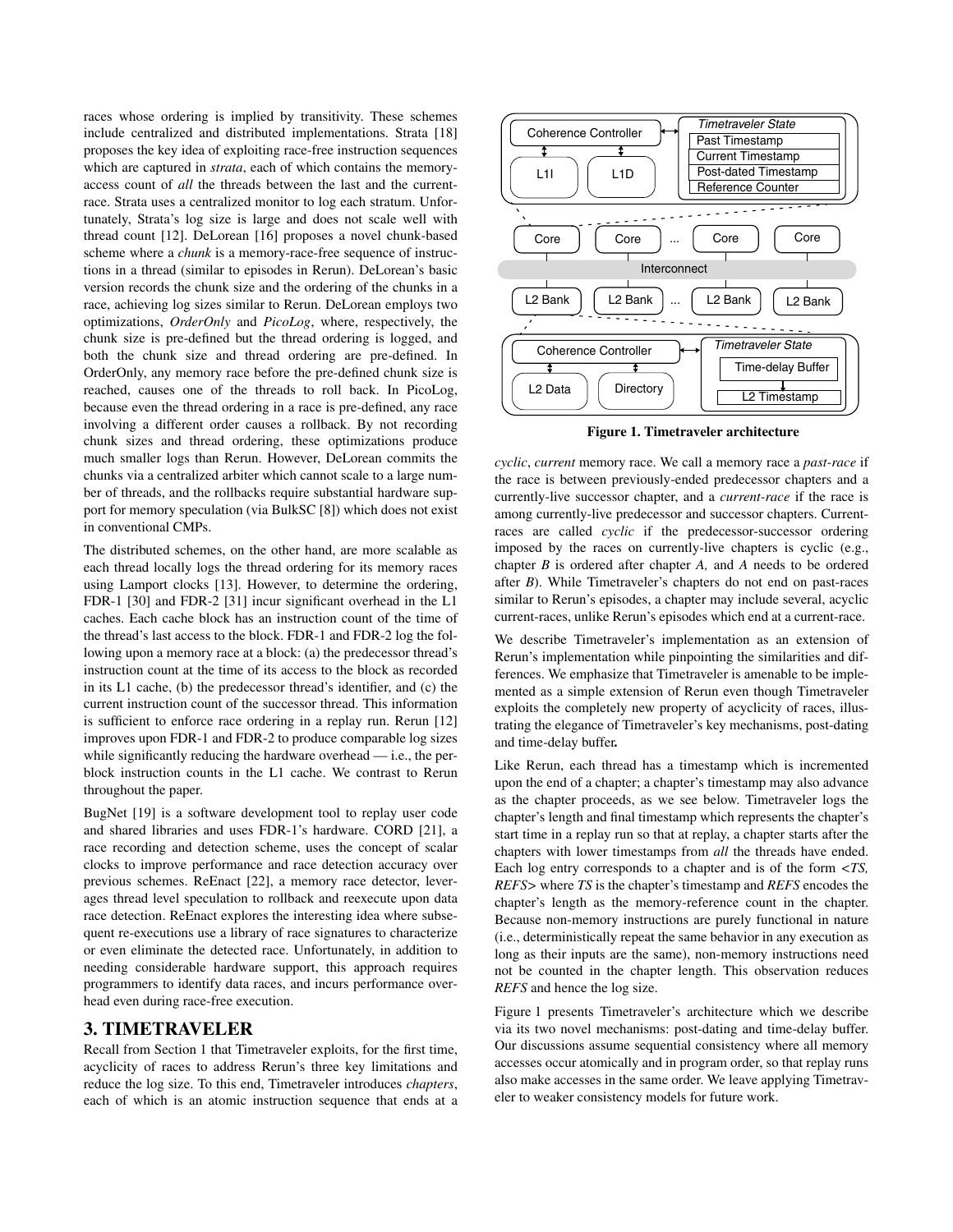races whose ordering is implied by transitivity. These schemes include centralized and distributed implementations. Strata [18] proposes the key idea of exploiting race-free instruction sequences which are captured in *strata*, each of which contains the memory-access count of *all* the threads between the last and the current-race. Strata uses a centralized monitor to log each stratum. Unfortunately, Strata's log size is large and does not scale well with thread count [12]. DeLorean [16] proposes a novel chunk-based scheme where a *chunk* is a memory-race-free sequence of instructions in a thread (similar to episodes in Rerun). DeLorean's basic version records the chunk size and the ordering of the chunks in a race, achieving log sizes similar to Rerun. DeLorean employs two optimizations, *OrderOnly* and *PicoLog*, where, respectively, the chunk size is pre-defined but the thread ordering is logged, and both the chunk size and thread ordering are pre-defined. In OrderOnly, any memory race before the pre-defined chunk size is reached, causes one of the threads to roll back. In PicoLog, because even the thread ordering in a race is pre-defined, any race involving a different order causes a rollback. By not recording chunk sizes and thread ordering, these optimizations produce much smaller logs than Rerun. However, DeLorean commits the chunks via a centralized arbiter which cannot scale to a large number of threads, and the rollbacks require substantial hardware support for memory speculation (via BulkSC [8]) which does not exist in conventional CMPs.

The distributed schemes, on the other hand, are more scalable as each thread locally logs the thread ordering for its memory races using Lamport clocks [13]. However, to determine the ordering, FDR-1 [30] and FDR-2 [31] incur significant overhead in the L1 caches. Each cache block has an instruction count of the time of the thread's last access to the block. FDR-1 and FDR-2 log the following upon a memory race at a block: (a) the predecessor thread's instruction count at the time of its access to the block as recorded in its L1 cache, (b) the predecessor thread's identifier, and (c) the current instruction count of the successor thread. This information is sufficient to enforce race ordering in a replay run. Rerun [12] improves upon FDR-1 and FDR-2 to produce comparable log sizes while significantly reducing the hardware overhead — i.e., the per-block instruction counts in the L1 cache. We contrast to Rerun throughout the paper.

BugNet [19] is a software development tool to replay user code and shared libraries and uses FDR-1's hardware. CORD [21], a race recording and detection scheme, uses the concept of scalar clocks to improve performance and race detection accuracy over previous schemes. ReEnact [22], a memory race detector, leverages thread level speculation to rollback and reexecute upon data race detection. ReEnact explores the interesting idea where subsequent re-executions use a library of race signatures to characterize or even eliminate the detected race. Unfortunately, in addition to needing considerable hardware support, this approach requires programmers to identify data races, and incurs performance overhead even during race-free execution.

## 3. TIMETRAVELER

Recall from Section 1 that Timetraveler exploits, for the first time, acyclicity of races to address Rerun's three key limitations and reduce the log size. To this end, Timetraveler introduces *chapters*, each of which is an atomic instruction sequence that ends at a *cyclic*, *current* memory race. We call a memory race a *past-race* if the race is between previously-ended predecessor chapters and a currently-live successor chapter, and a *current-race* if the race is among currently-live predecessor and successor chapters. Current-races are called *cyclic* if the predecessor-successor ordering imposed by the races on currently-live chapters is cyclic (e.g., chapter *B* is ordered after chapter *A,* and *A* needs to be ordered after *B*). While Timetraveler's chapters do not end on past-races similar to Rerun's episodes, a chapter may include several, acyclic current-races, unlike Rerun's episodes which end at a current-race.

Figure 1. Timetraveler architecture

We describe Timetraveler's implementation as an extension of Rerun's implementation while pinpointing the similarities and differences. We emphasize that Timetraveler is amenable to be implemented as a simple extension of Rerun even though Timetraveler exploits the completely new property of acyclicity of races, illustrating the elegance of Timetraveler's key mechanisms, post-dating and time-delay buffer**.**

Like Rerun, each thread has a timestamp which is incremented upon the end of a chapter; a chapter's timestamp may also advance as the chapter proceeds, as we see below. Timetraveler logs the chapter's length and final timestamp which represents the chapter's start time in a replay run so that at replay, a chapter starts after the chapters with lower timestamps from *all* the threads have ended. Each log entry corresponds to a chapter and is of the form *<TS, REFS>* where *TS* is the chapter's timestamp and *REFS* encodes the chapter's length as the memory-reference count in the chapter. Because non-memory instructions are purely functional in nature (i.e., deterministically repeat the same behavior in any execution as long as their inputs are the same), non-memory instructions need not be counted in the chapter length. This observation reduces *REFS* and hence the log size.

Figure 1 presents Timetraveler's architecture which we describe via its two novel mechanisms: post-dating and time-delay buffer. Our discussions assume sequential consistency where all memory accesses occur atomically and in program order, so that replay runs also make accesses in the same order. We leave applying Timetraveler to weaker consistency models for future work.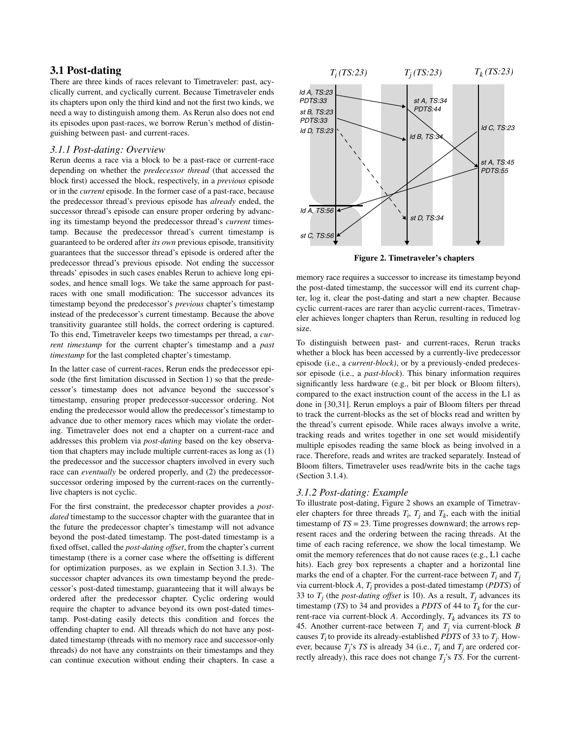### 3.1 Post-dating

There are three kinds of races relevant to Timetraveler: past, acyclically current, and cyclically current. Because Timetraveler ends its chapters upon only the third kind and not the first two kinds, we need a way to distinguish among them. As Rerun also does not end its episodes upon past-races, we borrow Rerun's method of distinguishing between past- and current-races.

#### *3.1.1 Post-dating: Overview*

Rerun deems a race via a block to be a past-race or current-race depending on whether the *predecessor thread* (that accessed the block first) accessed the block, respectively, in a *previous* episode or in the *current* episode. In the former case of a past-race, because the predecessor thread's previous episode has *already* ended, the successor thread's episode can ensure proper ordering by advancing its timestamp beyond the predecessor thread's *current* timestamp. Because the predecessor thread's current timestamp is guaranteed to be ordered after *its own* previous episode, transitivity guarantees that the successor thread's episode is ordered after the predecessor thread's previous episode. Not ending the successor threads' episodes in such cases enables Rerun to achieve long episodes, and hence small logs. We take the same approach for past-races with one small modification: The successor advances its timestamp beyond the predecessor's *previous* chapter's timestamp instead of the predecessor's current timestamp. Because the above transitivity guarantee still holds, the correct ordering is captured. To this end, Timetraveler keeps two timestamps per thread, a *current timestamp* for the current chapter's timestamp and a *past timestamp* for the last completed chapter's timestamp.

In the latter case of current-races, Rerun ends the predecessor episode (the first limitation discussed in Section 1) so that the predecessor's timestamp does not advance beyond the successor's timestamp, ensuring proper predecessor-successor ordering. Not ending the predecessor would allow the predecessor's timestamp to advance due to other memory races which may violate the ordering. Timetraveler does not end a chapter on a current-race and addresses this problem via *post-dating* based on the key observation that chapters may include multiple current-races as long as (1) the predecessor and the successor chapters involved in every such race can *eventually* be ordered properly, and (2) the predecessor-successor ordering imposed by the current-races on the currently-live chapters is not cyclic.

For the first constraint, the predecessor chapter provides a *post-dated* timestamp to the successor chapter with the guarantee that in the future the predecessor chapter's timestamp will not advance beyond the post-dated timestamp. The post-dated timestamp is a fixed offset, called the *post-dating offset*, from the chapter's current timestamp (there is a corner case where the offsetting is different for optimization purposes, as we explain in Section 3.1.3). The successor chapter advances its own timestamp beyond the predecessor's post-dated timestamp, guaranteeing that it will always be ordered after the predecessor chapter. Cyclic ordering would require the chapter to advance beyond its own post-dated timestamp. Post-dating easily detects this condition and forces the offending chapter to end. All threads which do not have any post-dated timestamp (threads with no memory race and successor-only threads) do not have any constraints on their timestamps and they can continue execution without ending their chapters. In case a memory race requires a successor to increase its timestamp beyond the post-dated timestamp, the successor will end its current chapter, log it, clear the post-dating and start a new chapter. Because cyclic current-races are rarer than acyclic current-races, Timetraveler achieves longer chapters than Rerun, resulting in reduced log size.

$T_i$ (TS:23)
$T_j$ (TS:23)
$T_k$ (TS:23)
ld A, TS:23
PDTS:33
st B, TS:23
PDTS:33
ld D, TS:23
st A, TS:34
PDTS:44
ld B, TS:34
ld C, TS:23
st A, TS:45
PDTS:55
ld A, TS:56
st D, TS:34
st C, TS:56

**Figure 2. Timetraveler's chapters**

To distinguish between past- and current-races, Rerun tracks whether a block has been accessed by a currently-live predecessor episode (i.e., a *current-block)*, or by a previously-ended predecessor episode (i.e., a *past-block*). This binary information requires significantly less hardware (e.g., bit per block or Bloom filters), compared to the exact instruction count of the access in the L1 as done in [30,31]. Rerun employs a pair of Bloom filters per thread to track the current-blocks as the set of blocks read and written by the thread's current episode. While races always involve a write, tracking reads and writes together in one set would misidentify multiple episodes reading the same block as being involved in a race. Therefore, reads and writes are tracked separately. Instead of Bloom filters, Timetraveler uses read/write bits in the cache tags (Section 3.1.4).

#### *3.1.2 Post-dating: Example*

To illustrate post-dating, Figure 2 shows an example of Timetraveler chapters for three threads $T_i$, $T_j$ and $T_k$, each with the initial timestamp of *TS* = 23. Time progresses downward; the arrows represent races and the ordering between the racing threads. At the time of each racing reference, we show the local timestamp. We omit the memory references that do not cause races (e.g., L1 cache hits). Each grey box represents a chapter and a horizontal line marks the end of a chapter. For the current-race between $T_i$ and $T_j$ via current-block *A*, $T_i$ provides a post-dated timestamp (*PDTS*) of 33 to $T_j$ (the *post-dating offset* is 10). As a result, $T_j$ advances its timestamp (*TS*) to 34 and provides a *PDTS* of 44 to $T_k$ for the current-race via current-block *A*. Accordingly, $T_k$ advances its *TS* to 45. Another current-race between $T_i$ and $T_j$ via current-block *B* causes $T_i$ to provide its already-established *PDTS* of 33 to $T_j$. However, because $T_j$'s *TS* is already 34 (i.e., $T_i$ and $T_j$ are ordered correctly already), this race does not change $T_j$'s *TS*. For the current-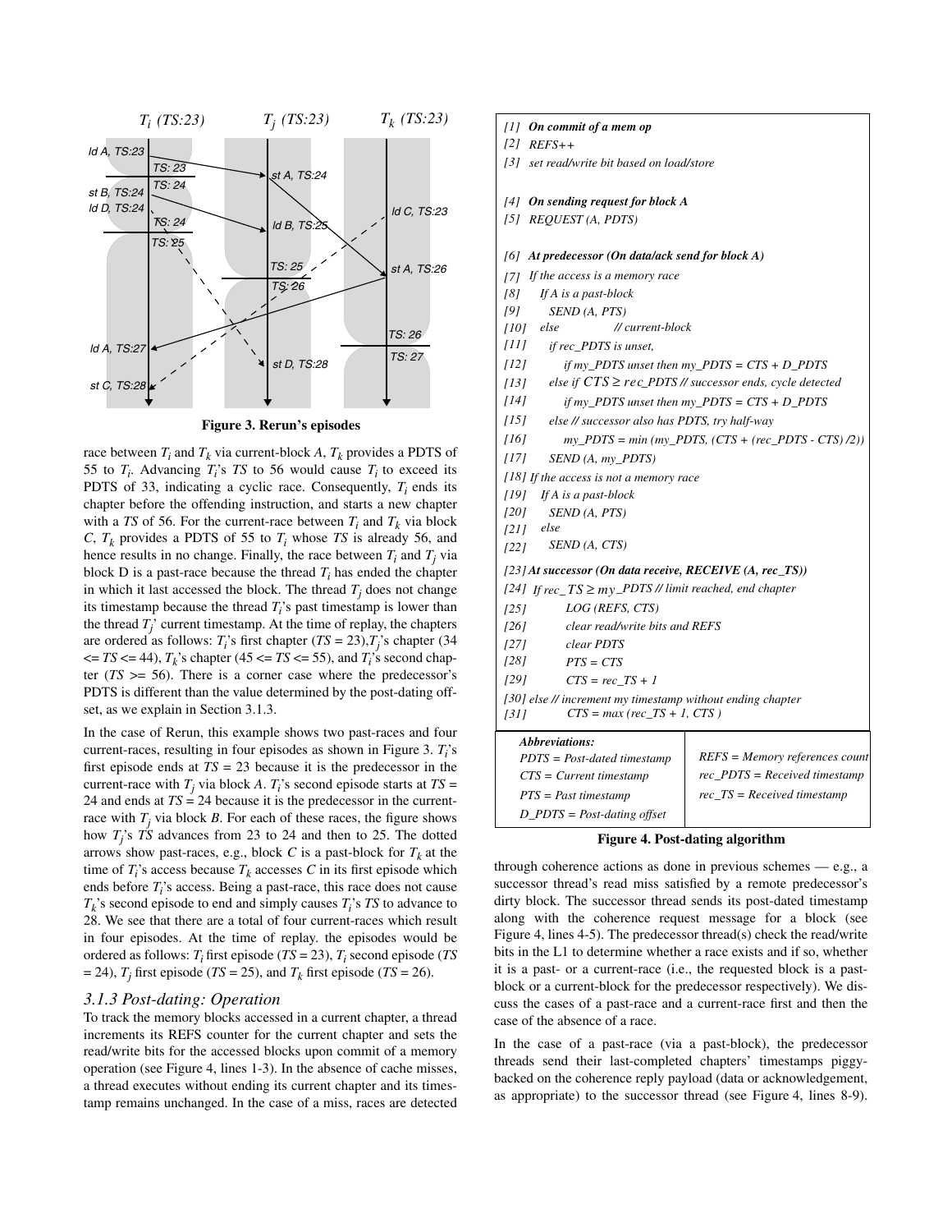Figure 3. Rerun's episodes

race between $T_i$ and $T_k$ via current-block $A$, $T_k$ provides a PDTS of 55 to $T_i$. Advancing $T_i$'s $TS$ to 56 would cause $T_i$ to exceed its PDTS of 33, indicating a cyclic race. Consequently, $T_i$ ends its chapter before the offending instruction, and starts a new chapter with a $TS$ of 56. For the current-race between $T_i$ and $T_k$ via block $C$, $T_k$ provides a PDTS of 55 to $T_i$ whose $TS$ is already 56, and hence results in no change. Finally, the race between $T_i$ and $T_j$ via block D is a past-race because the thread $T_i$ has ended the chapter in which it last accessed the block. The thread $T_j$ does not change its timestamp because the thread $T_i$'s past timestamp is lower than the thread $T_j$' current timestamp. At the time of replay, the chapters are ordered as follows: $T_i$'s first chapter ($TS$ = 23), $T_j$'s chapter (34 <= $TS$ <= 44), $T_k$'s chapter (45 <= $TS$ <= 55), and $T_i$'s second chapter ($TS$ >= 56). There is a corner case where the predecessor's PDTS is different than the value determined by the post-dating offset, as we explain in Section 3.1.3.

In the case of Rerun, this example shows two past-races and four current-races, resulting in four episodes as shown in Figure 3. $T_i$'s first episode ends at $TS$ = 23 because it is the predecessor in the current-race with $T_j$ via block $A$. $T_i$'s second episode starts at $TS$ = 24 and ends at $TS$ = 24 because it is the predecessor in the current-race with $T_j$ via block $B$. For each of these races, the figure shows how $T_j$'s $TS$ advances from 23 to 24 and then to 25. The dotted arrows show past-races, e.g., block $C$ is a past-block for $T_k$ at the time of $T_i$'s access because $T_k$ accesses $C$ in its first episode which ends before $T_i$'s access. Being a past-race, this race does not cause $T_k$'s second episode to end and simply causes $T_i$'s $TS$ to advance to 28. We see that there are a total of four current-races which result in four episodes. At the time of replay. the episodes would be ordered as follows: $T_i$ first episode ($TS$ = 23), $T_i$ second episode ($TS$ = 24), $T_j$ first episode ($TS$ = 25), and $T_k$ first episode ($TS$ = 26).

### 3.1.3 Post-dating: Operation

To track the memory blocks accessed in a current chapter, a thread increments its REFS counter for the current chapter and sets the read/write bits for the accessed blocks upon commit of a memory operation (see Figure 4, lines 1-3). In the absence of cache misses, a thread executes without ending its current chapter and its timestamp remains unchanged. In the case of a miss, races are detected

```
[1]  On commit of a mem op
[2]  REFS++
[3]  set read/write bit based on load/store

[4]  On sending request for block A
[5]  REQUEST (A, PDTS)

[6]  At predecessor (On data/ack send for block A)
[7]  If the access is a memory race
[8]     If A is a past-block
[9]        SEND (A, PTS)
[10]    else            // current-block
[11]      if rec_PDTS is unset,
[12]         if my_PDTS unset then my_PDTS = CTS + D_PDTS
[13]      else if CTS ≥ rec_PDTS // successor ends, cycle detected
[14]         if my_PDTS unset then my_PDTS = CTS + D_PDTS
[15]      else // successor also has PDTS, try half-way
[16]         my_PDTS = min (my_PDTS, (CTS + (rec_PDTS - CTS) /2))
[17]      SEND (A, my_PDTS)
[18] If the access is not a memory race
[19]    If A is a past-block
[20]       SEND (A, PTS)
[21]    else
[22]       SEND (A, CTS)
[23] At successor (On data receive, RECEIVE (A, rec_TS))
[24] If rec_TS ≥ my_PDTS // limit reached, end chapter
[25]         LOG (REFS, CTS)
[26]         clear read/write bits and REFS
[27]         clear PDTS
[28]         PTS = CTS
[29]         CTS = rec_TS + 1
[30] else // increment my timestamp without ending chapter
[31]         CTS = max (rec_TS + 1, CTS )
```

| Abbreviations: | |
|---|---|
| PDTS = Post-dated timestamp | REFS = Memory references count |
| CTS = Current timestamp | rec_PDTS = Received timestamp |
| PTS = Past timestamp | rec_TS = Received timestamp |
| D_PDTS = Post-dating offset | |

Figure 4. Post-dating algorithm

through coherence actions as done in previous schemes — e.g., a successor thread's read miss satisfied by a remote predecessor's dirty block. The successor thread sends its post-dated timestamp along with the coherence request message for a block (see Figure 4, lines 4-5). The predecessor thread(s) check the read/write bits in the L1 to determine whether a race exists and if so, whether it is a past- or a current-race (i.e., the requested block is a past-block or a current-block for the predecessor respectively). We discuss the cases of a past-race and a current-race first and then the case of the absence of a race.

In the case of a past-race (via a past-block), the predecessor threads send their last-completed chapters' timestamps piggy-backed on the coherence reply payload (data or acknowledgement, as appropriate) to the successor thread (see Figure 4, lines 8-9).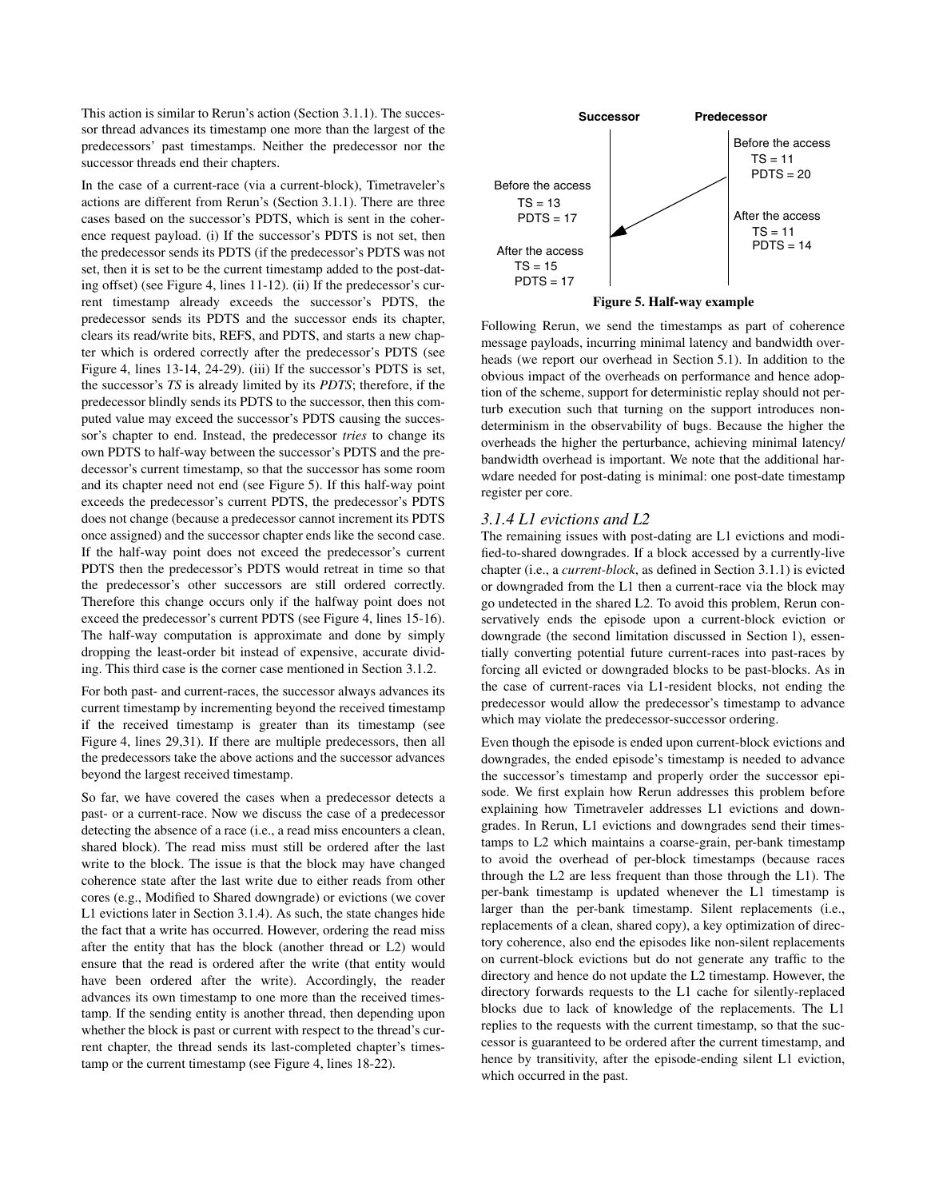This action is similar to Rerun's action (Section 3.1.1). The successor thread advances its timestamp one more than the largest of the predecessors' past timestamps. Neither the predecessor nor the successor threads end their chapters.

In the case of a current-race (via a current-block), Timetraveler's actions are different from Rerun's (Section 3.1.1). There are three cases based on the successor's PDTS, which is sent in the coherence request payload. (i) If the successor's PDTS is not set, then the predecessor sends its PDTS (if the predecessor's PDTS was not set, then it is set to be the current timestamp added to the post-dating offset) (see Figure 4, lines 11-12). (ii) If the predecessor's current timestamp already exceeds the successor's PDTS, the predecessor sends its PDTS and the successor ends its chapter, clears its read/write bits, REFS, and PDTS, and starts a new chapter which is ordered correctly after the predecessor's PDTS (see Figure 4, lines 13-14, 24-29). (iii) If the successor's PDTS is set, the successor's *TS* is already limited by its *PDTS*; therefore, if the predecessor blindly sends its PDTS to the successor, then this computed value may exceed the successor's PDTS causing the successor's chapter to end. Instead, the predecessor *tries* to change its own PDTS to half-way between the successor's PDTS and the predecessor's current timestamp, so that the successor has some room and its chapter need not end (see Figure 5). If this half-way point exceeds the predecessor's current PDTS, the predecessor's PDTS does not change (because a predecessor cannot increment its PDTS once assigned) and the successor chapter ends like the second case. If the half-way point does not exceed the predecessor's current PDTS then the predecessor's PDTS would retreat in time so that the predecessor's other successors are still ordered correctly. Therefore this change occurs only if the halfway point does not exceed the predecessor's current PDTS (see Figure 4, lines 15-16). The half-way computation is approximate and done by simply dropping the least-order bit instead of expensive, accurate dividing. This third case is the corner case mentioned in Section 3.1.2.

For both past- and current-races, the successor always advances its current timestamp by incrementing beyond the received timestamp if the received timestamp is greater than its timestamp (see Figure 4, lines 29,31). If there are multiple predecessors, then all the predecessors take the above actions and the successor advances beyond the largest received timestamp.

So far, we have covered the cases when a predecessor detects a past- or a current-race. Now we discuss the case of a predecessor detecting the absence of a race (i.e., a read miss encounters a clean, shared block). The read miss must still be ordered after the last write to the block. The issue is that the block may have changed coherence state after the last write due to either reads from other cores (e.g., Modified to Shared downgrade) or evictions (we cover L1 evictions later in Section 3.1.4). As such, the state changes hide the fact that a write has occurred. However, ordering the read miss after the entity that has the block (another thread or L2) would ensure that the read is ordered after the write (that entity would have been ordered after the write). Accordingly, the reader advances its own timestamp to one more than the received timestamp. If the sending entity is another thread, then depending upon whether the block is past or current with respect to the thread's current chapter, the thread sends its last-completed chapter's timestamp or the current timestamp (see Figure 4, lines 18-22).

**Figure 5. Half-way example**

Following Rerun, we send the timestamps as part of coherence message payloads, incurring minimal latency and bandwidth overheads (we report our overhead in Section 5.1). In addition to the obvious impact of the overheads on performance and hence adoption of the scheme, support for deterministic replay should not perturb execution such that turning on the support introduces nondeterminism in the observability of bugs. Because the higher the overheads the higher the perturbance, achieving minimal latency/bandwidth overhead is important. We note that the additional hardware needed for post-dating is minimal: one post-date timestamp register per core.

### 3.1.4 L1 evictions and L2

The remaining issues with post-dating are L1 evictions and modified-to-shared downgrades. If a block accessed by a currently-live chapter (i.e., a *current-block*, as defined in Section 3.1.1) is evicted or downgraded from the L1 then a current-race via the block may go undetected in the shared L2. To avoid this problem, Rerun conservatively ends the episode upon a current-block eviction or downgrade (the second limitation discussed in Section 1), essentially converting potential future current-races into past-races by forcing all evicted or downgraded blocks to be past-blocks. As in the case of current-races via L1-resident blocks, not ending the predecessor would allow the predecessor's timestamp to advance which may violate the predecessor-successor ordering.

Even though the episode is ended upon current-block evictions and downgrades, the ended episode's timestamp is needed to advance the successor's timestamp and properly order the successor episode. We first explain how Rerun addresses this problem before explaining how Timetraveler addresses L1 evictions and downgrades. In Rerun, L1 evictions and downgrades send their timestamps to L2 which maintains a coarse-grain, per-bank timestamp to avoid the overhead of per-block timestamps (because races through the L2 are less frequent than those through the L1). The per-bank timestamp is updated whenever the L1 timestamp is larger than the per-bank timestamp. Silent replacements (i.e., replacements of a clean, shared copy), a key optimization of directory coherence, also end the episodes like non-silent replacements on current-block evictions but do not generate any traffic to the directory and hence do not update the L2 timestamp. However, the directory forwards requests to the L1 cache for silently-replaced blocks due to lack of knowledge of the replacements. The L1 replies to the requests with the current timestamp, so that the successor is guaranteed to be ordered after the current timestamp, and hence by transitivity, after the episode-ending silent L1 eviction, which occurred in the past.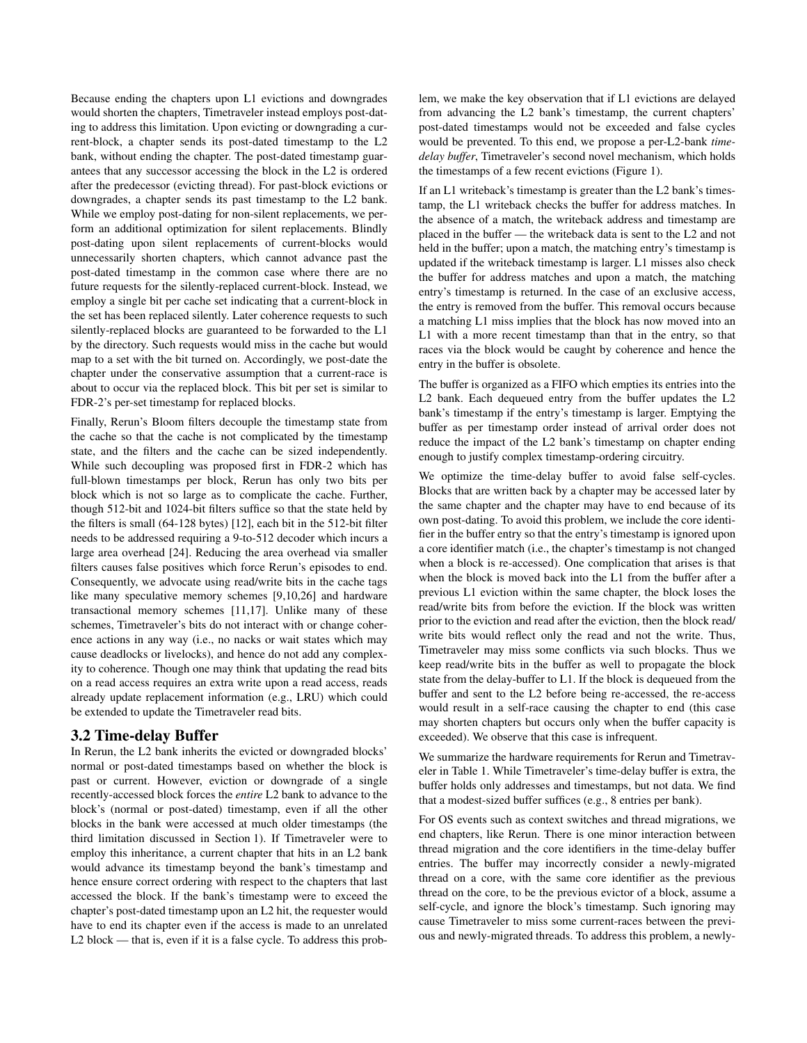Because ending the chapters upon L1 evictions and downgrades would shorten the chapters, Timetraveler instead employs post-dating to address this limitation. Upon evicting or downgrading a current-block, a chapter sends its post-dated timestamp to the L2 bank, without ending the chapter. The post-dated timestamp guarantees that any successor accessing the block in the L2 is ordered after the predecessor (evicting thread). For past-block evictions or downgrades, a chapter sends its past timestamp to the L2 bank. While we employ post-dating for non-silent replacements, we perform an additional optimization for silent replacements. Blindly post-dating upon silent replacements of current-blocks would unnecessarily shorten chapters, which cannot advance past the post-dated timestamp in the common case where there are no future requests for the silently-replaced current-block. Instead, we employ a single bit per cache set indicating that a current-block in the set has been replaced silently. Later coherence requests to such silently-replaced blocks are guaranteed to be forwarded to the L1 by the directory. Such requests would miss in the cache but would map to a set with the bit turned on. Accordingly, we post-date the chapter under the conservative assumption that a current-race is about to occur via the replaced block. This bit per set is similar to FDR-2's per-set timestamp for replaced blocks.

Finally, Rerun's Bloom filters decouple the timestamp state from the cache so that the cache is not complicated by the timestamp state, and the filters and the cache can be sized independently. While such decoupling was proposed first in FDR-2 which has full-blown timestamps per block, Rerun has only two bits per block which is not so large as to complicate the cache. Further, though 512-bit and 1024-bit filters suffice so that the state held by the filters is small (64-128 bytes) [12], each bit in the 512-bit filter needs to be addressed requiring a 9-to-512 decoder which incurs a large area overhead [24]. Reducing the area overhead via smaller filters causes false positives which force Rerun's episodes to end. Consequently, we advocate using read/write bits in the cache tags like many speculative memory schemes [9,10,26] and hardware transactional memory schemes [11,17]. Unlike many of these schemes, Timetraveler's bits do not interact with or change coherence actions in any way (i.e., no nacks or wait states which may cause deadlocks or livelocks), and hence do not add any complexity to coherence. Though one may think that updating the read bits on a read access requires an extra write upon a read access, reads already update replacement information (e.g., LRU) which could be extended to update the Timetraveler read bits.

## 3.2 Time-delay Buffer

In Rerun, the L2 bank inherits the evicted or downgraded blocks' normal or post-dated timestamps based on whether the block is past or current. However, eviction or downgrade of a single recently-accessed block forces the *entire* L2 bank to advance to the block's (normal or post-dated) timestamp, even if all the other blocks in the bank were accessed at much older timestamps (the third limitation discussed in Section 1). If Timetraveler were to employ this inheritance, a current chapter that hits in an L2 bank would advance its timestamp beyond the bank's timestamp and hence ensure correct ordering with respect to the chapters that last accessed the block. If the bank's timestamp were to exceed the chapter's post-dated timestamp upon an L2 hit, the requester would have to end its chapter even if the access is made to an unrelated L2 block — that is, even if it is a false cycle. To address this problem, we make the key observation that if L1 evictions are delayed from advancing the L2 bank's timestamp, the current chapters' post-dated timestamps would not be exceeded and false cycles would be prevented. To this end, we propose a per-L2-bank *time-delay buffer*, Timetraveler's second novel mechanism, which holds the timestamps of a few recent evictions (Figure 1).

If an L1 writeback's timestamp is greater than the L2 bank's timestamp, the L1 writeback checks the buffer for address matches. In the absence of a match, the writeback address and timestamp are placed in the buffer — the writeback data is sent to the L2 and not held in the buffer; upon a match, the matching entry's timestamp is updated if the writeback timestamp is larger. L1 misses also check the buffer for address matches and upon a match, the matching entry's timestamp is returned. In the case of an exclusive access, the entry is removed from the buffer. This removal occurs because a matching L1 miss implies that the block has now moved into an L1 with a more recent timestamp than that in the entry, so that races via the block would be caught by coherence and hence the entry in the buffer is obsolete.

The buffer is organized as a FIFO which empties its entries into the L2 bank. Each dequeued entry from the buffer updates the L2 bank's timestamp if the entry's timestamp is larger. Emptying the buffer as per timestamp order instead of arrival order does not reduce the impact of the L2 bank's timestamp on chapter ending enough to justify complex timestamp-ordering circuitry.

We optimize the time-delay buffer to avoid false self-cycles. Blocks that are written back by a chapter may be accessed later by the same chapter and the chapter may have to end because of its own post-dating. To avoid this problem, we include the core identifier in the buffer entry so that the entry's timestamp is ignored upon a core identifier match (i.e., the chapter's timestamp is not changed when a block is re-accessed). One complication that arises is that when the block is moved back into the L1 from the buffer after a previous L1 eviction within the same chapter, the block loses the read/write bits from before the eviction. If the block was written prior to the eviction and read after the eviction, then the block read/write bits would reflect only the read and not the write. Thus, Timetraveler may miss some conflicts via such blocks. Thus we keep read/write bits in the buffer as well to propagate the block state from the delay-buffer to L1. If the block is dequeued from the buffer and sent to the L2 before being re-accessed, the re-access would result in a self-race causing the chapter to end (this case may shorten chapters but occurs only when the buffer capacity is exceeded). We observe that this case is infrequent.

We summarize the hardware requirements for Rerun and Timetraveler in Table 1. While Timetraveler's time-delay buffer is extra, the buffer holds only addresses and timestamps, but not data. We find that a modest-sized buffer suffices (e.g., 8 entries per bank).

For OS events such as context switches and thread migrations, we end chapters, like Rerun. There is one minor interaction between thread migration and the core identifiers in the time-delay buffer entries. The buffer may incorrectly consider a newly-migrated thread on a core, with the same core identifier as the previous thread on the core, to be the previous evictor of a block, assume a self-cycle, and ignore the block's timestamp. Such ignoring may cause Timetraveler to miss some current-races between the previous and newly-migrated threads. To address this problem, a newly-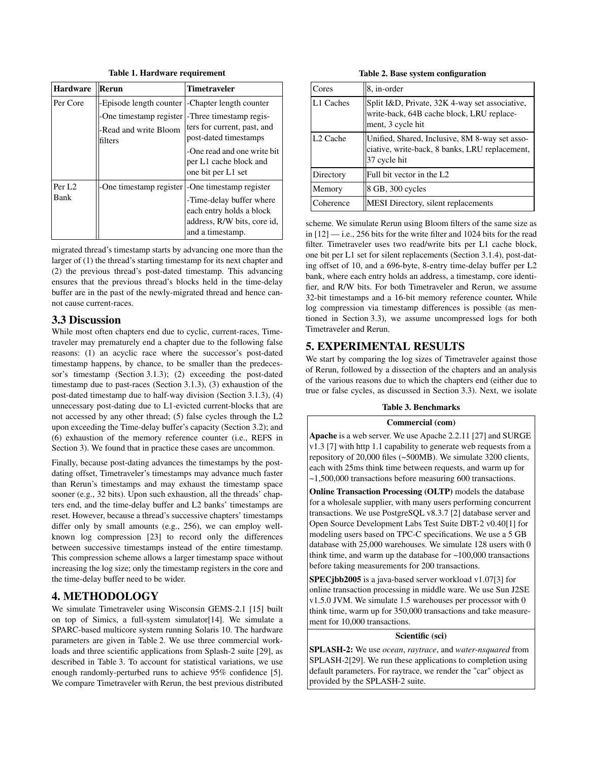**Table 1. Hardware requirement**

| Hardware | Rerun | Timetraveler |
|---|---|---|
| Per Core | -Episode length counter<br>-One timestamp register<br>-Read and write Bloom filters | -Chapter length counter<br>-Three timestamp registers for current, past, and post-dated timestamps<br>-One read and one write bit per L1 cache block and one bit per L1 set |
| Per L2 Bank | -One timestamp register | -One timestamp register<br>-Time-delay buffer where each entry holds a block address, R/W bits, core id, and a timestamp. |

migrated thread's timestamp starts by advancing one more than the larger of (1) the thread's starting timestamp for its next chapter and (2) the previous thread's post-dated timestamp. This advancing ensures that the previous thread's blocks held in the time-delay buffer are in the past of the newly-migrated thread and hence cannot cause current-races.

## 3.3 Discussion

While most often chapters end due to cyclic, current-races, Timetraveler may prematurely end a chapter due to the following false reasons: (1) an acyclic race where the successor's post-dated timestamp happens, by chance, to be smaller than the predecessor's timestamp (Section 3.1.3); (2) exceeding the post-dated timestamp due to past-races (Section 3.1.3), (3) exhaustion of the post-dated timestamp due to half-way division (Section 3.1.3), (4) unnecessary post-dating due to L1-evicted current-blocks that are not accessed by any other thread; (5) false cycles through the L2 upon exceeding the Time-delay buffer's capacity (Section 3.2); and (6) exhaustion of the memory reference counter (i.e., REFS in Section 3). We found that in practice these cases are uncommon.

Finally, because post-dating advances the timestamps by the post-dating offset, Timetraveler's timestamps may advance much faster than Rerun's timestamps and may exhaust the timestamp space sooner (e.g., 32 bits). Upon such exhaustion, all the threads' chapters end, and the time-delay buffer and L2 banks' timestamps are reset. However, because a thread's successive chapters' timestamps differ only by small amounts (e.g., 256), we can employ well-known log compression [23] to record only the differences between successive timestamps instead of the entire timestamp. This compression scheme allows a larger timestamp space without increasing the log size; only the timestamp registers in the core and the time-delay buffer need to be wider.

# 4. METHODOLOGY

We simulate Timetraveler using Wisconsin GEMS-2.1 [15] built on top of Simics, a full-system simulator[14]. We simulate a SPARC-based multicore system running Solaris 10. The hardware parameters are given in Table 2. We use three commercial workloads and three scientific applications from Splash-2 suite [29], as described in Table 3. To account for statistical variations, we use enough randomly-perturbed runs to achieve 95% confidence [5]. We compare Timetraveler with Rerun, the best previous distributed scheme. We simulate Rerun using Bloom filters of the same size as in [12] — i.e., 256 bits for the write filter and 1024 bits for the read filter. Timetraveler uses two read/write bits per L1 cache block, one bit per L1 set for silent replacements (Section 3.1.4), post-dating offset of 10, and a 696-byte, 8-entry time-delay buffer per L2 bank, where each entry holds an address, a timestamp, core identifier, and R/W bits. For both Timetraveler and Rerun, we assume 32-bit timestamps and a 16-bit memory reference counter. While log compression via timestamp differences is possible (as mentioned in Section 3.3), we assume uncompressed logs for both Timetraveler and Rerun.

**Table 2. Base system configuration**

| | |
|---|---|
| Cores | 8, in-order |
| L1 Caches | Split I&D, Private, 32K 4-way set associative, write-back, 64B cache block, LRU replacement, 3 cycle hit |
| L2 Cache | Unified, Shared, Inclusive, 8M 8-way set associative, write-back, 8 banks, LRU replacement, 37 cycle hit |
| Directory | Full bit vector in the L2 |
| Memory | 8 GB, 300 cycles |
| Coherence | MESI Directory, silent replacements |

# 5. EXPERIMENTAL RESULTS

We start by comparing the log sizes of Timetraveler against those of Rerun, followed by a dissection of the chapters and an analysis of the various reasons due to which the chapters end (either due to true or false cycles, as discussed in Section 3.3). Next, we isolate

**Table 3. Benchmarks**

| Commercial (com) |
|---|
| **Apache** is a web server. We use Apache 2.2.11 [27] and SURGE v1.3 [7] with http 1.1 capability to generate web requests from a repository of 20,000 files (~500MB). We simulate 3200 clients, each with 25ms think time between requests, and warm up for ~1,500,000 transactions before measuring 600 transactions. |
| **Online Transaction Processing (OLTP)** models the database for a wholesale supplier, with many users performing concurrent transactions. We use PostgreSQL v8.3.7 [2] database server and Open Source Development Labs Test Suite DBT-2 v0.40[1] for modeling users based on TPC-C specifications. We use a 5 GB database with 25,000 warehouses. We simulate 128 users with 0 think time, and warm up the database for ~100,000 transactions before taking measurements for 200 transactions. |
| **SPECjbb2005** is a java-based server workload v1.07[3] for online transaction processing in middle ware. We use Sun J2SE v1.5.0 JVM. We simulate 1.5 warehouses per processor with 0 think time, warm up for 350,000 transactions and take measurement for 10,000 transactions. |
| **Scientific (sci)** |
| **SPLASH-2:** We use *ocean*, *raytrace*, and *water-nsquared* from SPLASH-2[29]. We run these applications to completion using default parameters. For raytrace, we render the "car" object as provided by the SPLASH-2 suite. |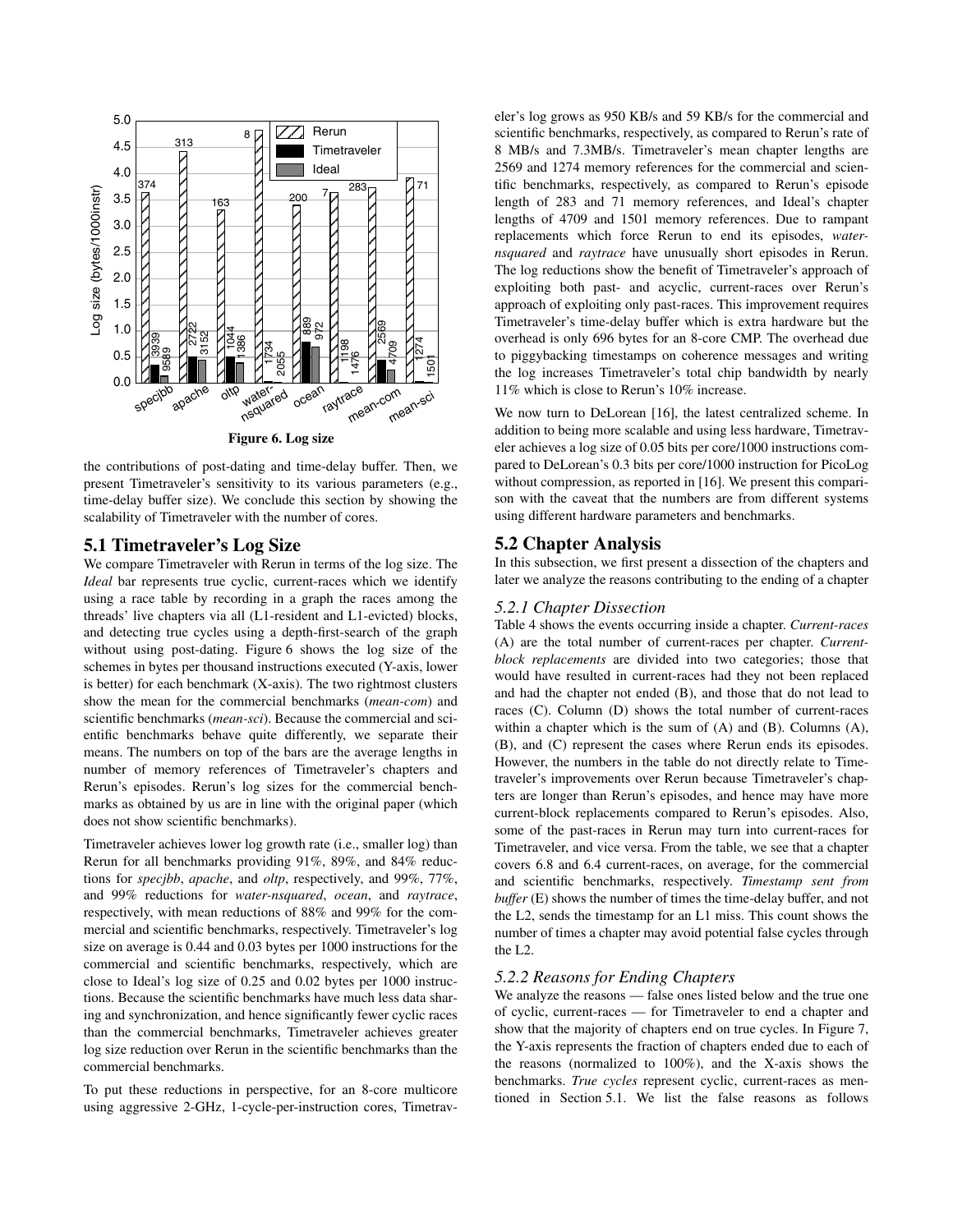Figure 6. Log size

the contributions of post-dating and time-delay buffer. Then, we present Timetraveler's sensitivity to its various parameters (e.g., time-delay buffer size). We conclude this section by showing the scalability of Timetraveler with the number of cores.

## 5.1 Timetraveler's Log Size

We compare Timetraveler with Rerun in terms of the log size. The *Ideal* bar represents true cyclic, current-races which we identify using a race table by recording in a graph the races among the threads' live chapters via all (L1-resident and L1-evicted) blocks, and detecting true cycles using a depth-first-search of the graph without using post-dating. Figure 6 shows the log size of the schemes in bytes per thousand instructions executed (Y-axis, lower is better) for each benchmark (X-axis). The two rightmost clusters show the mean for the commercial benchmarks (*mean-com*) and scientific benchmarks (*mean-sci*). Because the commercial and scientific benchmarks behave quite differently, we separate their means. The numbers on top of the bars are the average lengths in number of memory references of Timetraveler's chapters and Rerun's episodes. Rerun's log sizes for the commercial benchmarks as obtained by us are in line with the original paper (which does not show scientific benchmarks).

Timetraveler achieves lower log growth rate (i.e., smaller log) than Rerun for all benchmarks providing 91%, 89%, and 84% reductions for *specjbb*, *apache*, and *oltp*, respectively, and 99%, 77%, and 99% reductions for *water-nsquared*, *ocean*, and *raytrace*, respectively, with mean reductions of 88% and 99% for the commercial and scientific benchmarks, respectively. Timetraveler's log size on average is 0.44 and 0.03 bytes per 1000 instructions for the commercial and scientific benchmarks, respectively, which are close to Ideal's log size of 0.25 and 0.02 bytes per 1000 instructions. Because the scientific benchmarks have much less data sharing and synchronization, and hence significantly fewer cyclic races than the commercial benchmarks, Timetraveler achieves greater log size reduction over Rerun in the scientific benchmarks than the commercial benchmarks.

To put these reductions in perspective, for an 8-core multicore using aggressive 2-GHz, 1-cycle-per-instruction cores, Timetraveler's log grows as 950 KB/s and 59 KB/s for the commercial and scientific benchmarks, respectively, as compared to Rerun's rate of 8 MB/s and 7.3MB/s. Timetraveler's mean chapter lengths are 2569 and 1274 memory references for the commercial and scientific benchmarks, respectively, as compared to Rerun's episode length of 283 and 71 memory references, and Ideal's chapter lengths of 4709 and 1501 memory references. Due to rampant replacements which force Rerun to end its episodes, *water-nsquared* and *raytrace* have unusually short episodes in Rerun. The log reductions show the benefit of Timetraveler's approach of exploiting both past- and acyclic, current-races over Rerun's approach of exploiting only past-races. This improvement requires Timetraveler's time-delay buffer which is extra hardware but the overhead is only 696 bytes for an 8-core CMP. The overhead due to piggybacking timestamps on coherence messages and writing the log increases Timetraveler's total chip bandwidth by nearly 11% which is close to Rerun's 10% increase.

We now turn to DeLorean [16], the latest centralized scheme. In addition to being more scalable and using less hardware, Timetraveler achieves a log size of 0.05 bits per core/1000 instructions compared to DeLorean's 0.3 bits per core/1000 instruction for PicoLog without compression, as reported in [16]. We present this comparison with the caveat that the numbers are from different systems using different hardware parameters and benchmarks.

## 5.2 Chapter Analysis

In this subsection, we first present a dissection of the chapters and later we analyze the reasons contributing to the ending of a chapter

### 5.2.1 Chapter Dissection

Table 4 shows the events occurring inside a chapter. *Current-races* (A) are the total number of current-races per chapter. *Current-block replacements* are divided into two categories; those that would have resulted in current-races had they not been replaced and had the chapter not ended (B), and those that do not lead to races (C). Column (D) shows the total number of current-races within a chapter which is the sum of (A) and (B). Columns (A), (B), and (C) represent the cases where Rerun ends its episodes. However, the numbers in the table do not directly relate to Timetraveler's improvements over Rerun because Timetraveler's chapters are longer than Rerun's episodes, and hence may have more current-block replacements compared to Rerun's episodes. Also, some of the past-races in Rerun may turn into current-races for Timetraveler, and vice versa. From the table, we see that a chapter covers 6.8 and 6.4 current-races, on average, for the commercial and scientific benchmarks, respectively. *Timestamp sent from buffer* (E) shows the number of times the time-delay buffer, and not the L2, sends the timestamp for an L1 miss. This count shows the number of times a chapter may avoid potential false cycles through the L2.

### 5.2.2 Reasons for Ending Chapters

We analyze the reasons — false ones listed below and the true one of cyclic, current-races — for Timetraveler to end a chapter and show that the majority of chapters end on true cycles. In Figure 7, the Y-axis represents the fraction of chapters ended due to each of the reasons (normalized to 100%), and the X-axis shows the benchmarks. *True cycles* represent cyclic, current-races as mentioned in Section 5.1. We list the false reasons as follows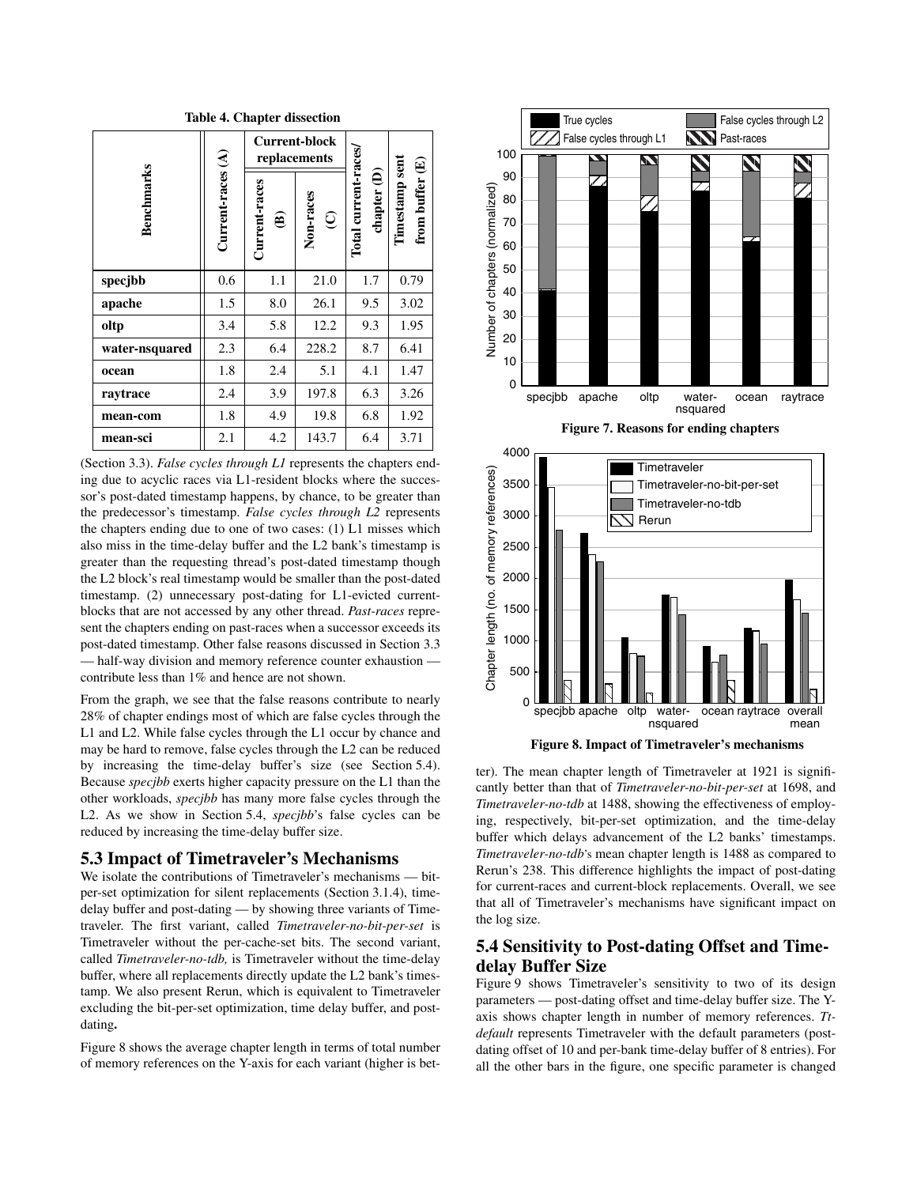**Table 4. Chapter dissection**

| Benchmarks | Current-races (A) | Current-block replacements | | Total current-races/ chapter (D) | Timestamp sent from buffer (E) |
|---|---|---|---|---|---|
| | | Current-races (B) | Non-races (C) | | |
| **specjbb** | 0.6 | 1.1 | 21.0 | 1.7 | 0.79 |
| **apache** | 1.5 | 8.0 | 26.1 | 9.5 | 3.02 |
| **oltp** | 3.4 | 5.8 | 12.2 | 9.3 | 1.95 |
| **water-nsquared** | 2.3 | 6.4 | 228.2 | 8.7 | 6.41 |
| **ocean** | 1.8 | 2.4 | 5.1 | 4.1 | 1.47 |
| **raytrace** | 2.4 | 3.9 | 197.8 | 6.3 | 3.26 |
| **mean-com** | 1.8 | 4.9 | 19.8 | 6.8 | 1.92 |
| **mean-sci** | 2.1 | 4.2 | 143.7 | 6.4 | 3.71 |

(Section 3.3). *False cycles through L1* represents the chapters ending due to acyclic races via L1-resident blocks where the successor's post-dated timestamp happens, by chance, to be greater than the predecessor's timestamp. *False cycles through L2* represents the chapters ending due to one of two cases: (1) L1 misses which also miss in the time-delay buffer and the L2 bank's timestamp is greater than the requesting thread's post-dated timestamp though the L2 block's real timestamp would be smaller than the post-dated timestamp. (2) unnecessary post-dating for L1-evicted current-blocks that are not accessed by any other thread. *Past-races* represent the chapters ending on past-races when a successor exceeds its post-dated timestamp. Other false reasons discussed in Section 3.3 — half-way division and memory reference counter exhaustion — contribute less than 1% and hence are not shown.

From the graph, we see that the false reasons contribute to nearly 28% of chapter endings most of which are false cycles through the L1 and L2. While false cycles through the L1 occur by chance and may be hard to remove, false cycles through the L2 can be reduced by increasing the time-delay buffer's size (see Section 5.4). Because *specjbb* exerts higher capacity pressure on the L1 than the other workloads, *specjbb* has many more false cycles through the L2. As we show in Section 5.4, *specjbb*'s false cycles can be reduced by increasing the time-delay buffer size.

## 5.3 Impact of Timetraveler's Mechanisms

We isolate the contributions of Timetraveler's mechanisms — bit-per-set optimization for silent replacements (Section 3.1.4), time-delay buffer and post-dating — by showing three variants of Timetraveler. The first variant, called *Timetraveler-no-bit-per-set* is Timetraveler without the per-cache-set bits. The second variant, called *Timetraveler-no-tdb,* is Timetraveler without the time-delay buffer, where all replacements directly update the L2 bank's timestamp. We also present Rerun, which is equivalent to Timetraveler excluding the bit-per-set optimization, time delay buffer, and post-dating**.**

Figure 8 shows the average chapter length in terms of total number of memory references on the Y-axis for each variant (higher is better). The mean chapter length of Timetraveler at 1921 is significantly better than that of *Timetraveler-no-bit-per-set* at 1698, and *Timetraveler-no-tdb* at 1488, showing the effectiveness of employing, respectively, bit-per-set optimization, and the time-delay buffer which delays advancement of the L2 banks' timestamps. *Timetraveler-no-tdb*'s mean chapter length is 1488 as compared to Rerun's 238. This difference highlights the impact of post-dating for current-races and current-block replacements. Overall, we see that all of Timetraveler's mechanisms have significant impact on the log size.

**Figure 7. Reasons for ending chapters**

**Figure 8. Impact of Timetraveler's mechanisms**

## 5.4 Sensitivity to Post-dating Offset and Time-delay Buffer Size

Figure 9 shows Timetraveler's sensitivity to two of its design parameters — post-dating offset and time-delay buffer size. The Y-axis shows chapter length in number of memory references. *Tt-default* represents Timetraveler with the default parameters (post-dating offset of 10 and per-bank time-delay buffer of 8 entries). For all the other bars in the figure, one specific parameter is changed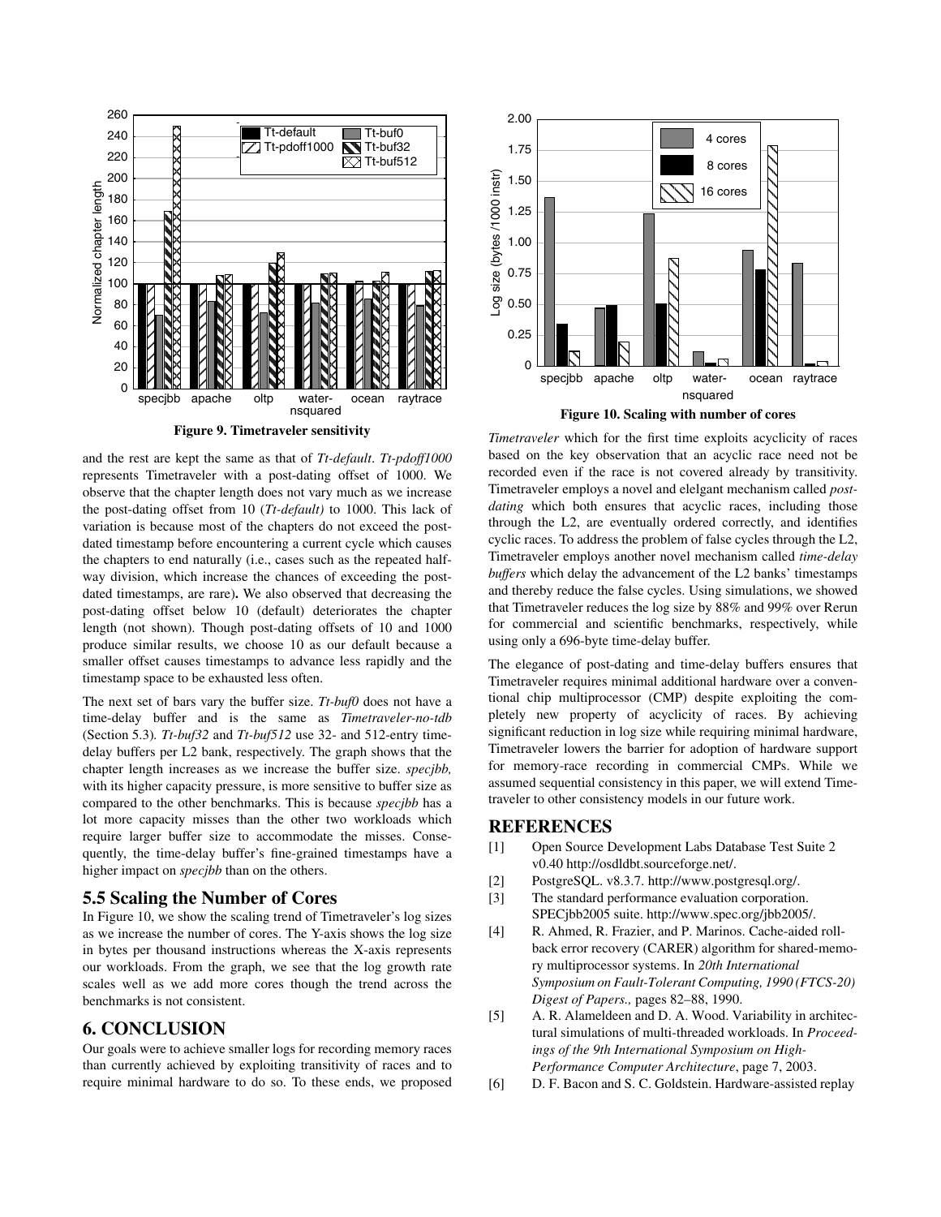**Figure 9. Timetraveler sensitivity**

and the rest are kept the same as that of *Tt-default*. *Tt-pdoff1000* represents Timetraveler with a post-dating offset of 1000. We observe that the chapter length does not vary much as we increase the post-dating offset from 10 (*Tt-default)* to 1000. This lack of variation is because most of the chapters do not exceed the post-dated timestamp before encountering a current cycle which causes the chapters to end naturally (i.e., cases such as the repeated half-way division, which increase the chances of exceeding the post-dated timestamps, are rare)**.** We also observed that decreasing the post-dating offset below 10 (default) deteriorates the chapter length (not shown). Though post-dating offsets of 10 and 1000 produce similar results, we choose 10 as our default because a smaller offset causes timestamps to advance less rapidly and the timestamp space to be exhausted less often.

The next set of bars vary the buffer size. *Tt-buf0* does not have a time-delay buffer and is the same as *Timetraveler-no-tdb* (Section 5.3). *Tt-buf32* and *Tt-buf512* use 32- and 512-entry time-delay buffers per L2 bank, respectively. The graph shows that the chapter length increases as we increase the buffer size. *specjbb,* with its higher capacity pressure, is more sensitive to buffer size as compared to the other benchmarks. This is because *specjbb* has a lot more capacity misses than the other two workloads which require larger buffer size to accommodate the misses. Consequently, the time-delay buffer's fine-grained timestamps have a higher impact on *specjbb* than on the others.

## 5.5 Scaling the Number of Cores

In Figure 10, we show the scaling trend of Timetraveler's log sizes as we increase the number of cores. The Y-axis shows the log size in bytes per thousand instructions whereas the X-axis represents our workloads. From the graph, we see that the log growth rate scales well as we add more cores though the trend across the benchmarks is not consistent.

## 6. CONCLUSION

Our goals were to achieve smaller logs for recording memory races than currently achieved by exploiting transitivity of races and to require minimal hardware to do so. To these ends, we proposed

**Figure 10. Scaling with number of cores**

*Timetraveler* which for the first time exploits acyclicity of races based on the key observation that an acyclic race need not be recorded even if the race is not covered already by transitivity. Timetraveler employs a novel and elelgant mechanism called *post-dating* which both ensures that acyclic races, including those through the L2, are eventually ordered correctly, and identifies cyclic races. To address the problem of false cycles through the L2, Timetraveler employs another novel mechanism called *time-delay buffers* which delay the advancement of the L2 banks' timestamps and thereby reduce the false cycles. Using simulations, we showed that Timetraveler reduces the log size by 88% and 99% over Rerun for commercial and scientific benchmarks, respectively, while using only a 696-byte time-delay buffer.

The elegance of post-dating and time-delay buffers ensures that Timetraveler requires minimal additional hardware over a conventional chip multiprocessor (CMP) despite exploiting the completely new property of acyclicity of races. By achieving significant reduction in log size while requiring minimal hardware, Timetraveler lowers the barrier for adoption of hardware support for memory-race recording in commercial CMPs. While we assumed sequential consistency in this paper, we will extend Timetraveler to other consistency models in our future work.

## REFERENCES

[1] Open Source Development Labs Database Test Suite 2 v0.40 http://osdldbt.sourceforge.net/.

[2] PostgreSQL. v8.3.7. http://www.postgresql.org/.

[3] The standard performance evaluation corporation. SPECjbb2005 suite. http://www.spec.org/jbb2005/.

[4] R. Ahmed, R. Frazier, and P. Marinos. Cache-aided rollback error recovery (CARER) algorithm for shared-memory multiprocessor systems. In *20th International Symposium on Fault-Tolerant Computing, 1990 (FTCS-20) Digest of Papers.,* pages 82–88, 1990.

[5] A. R. Alameldeen and D. A. Wood. Variability in architectural simulations of multi-threaded workloads. In *Proceedings of the 9th International Symposium on High-Performance Computer Architecture*, page 7, 2003.

[6] D. F. Bacon and S. C. Goldstein. Hardware-assisted replay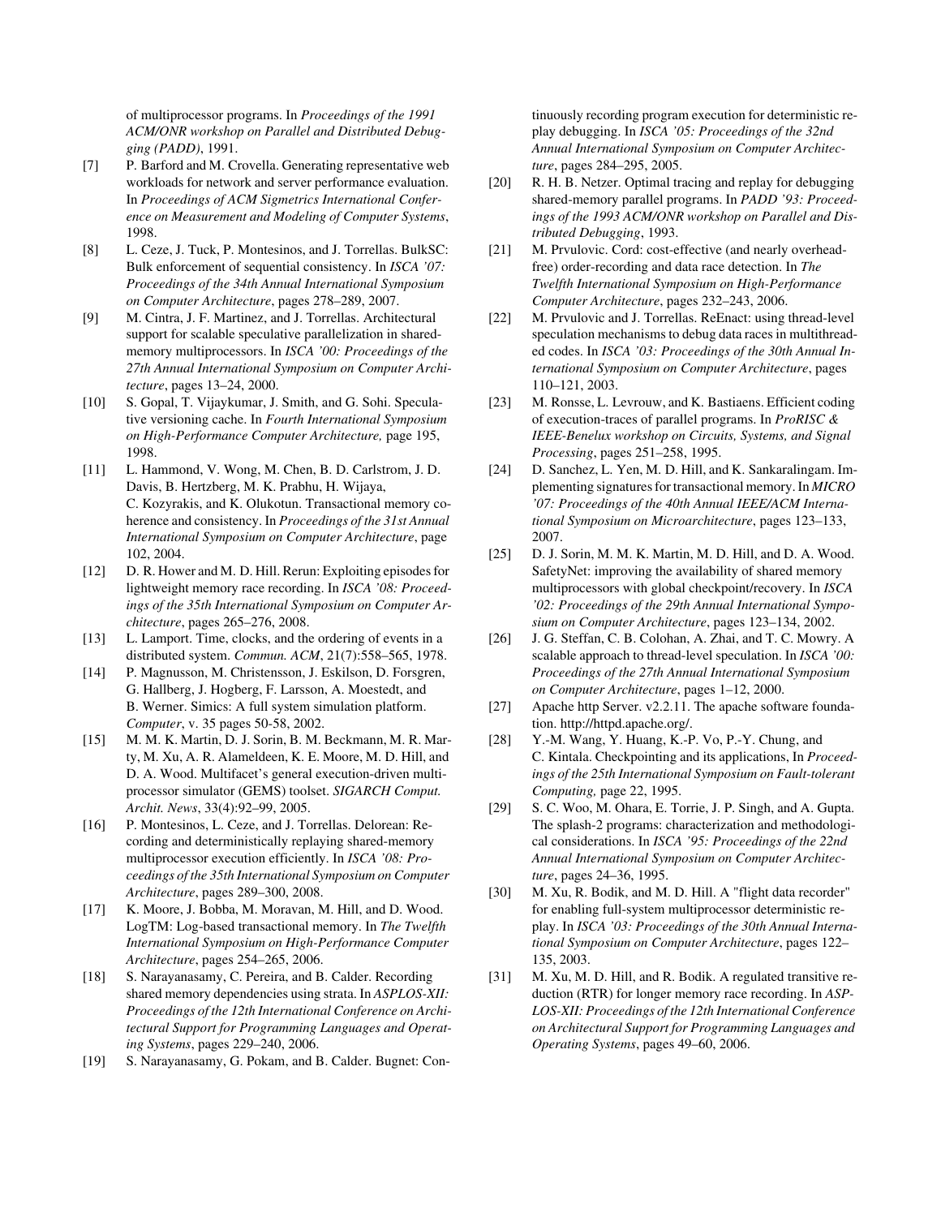of multiprocessor programs. In *Proceedings of the 1991 ACM/ONR workshop on Parallel and Distributed Debugging (PADD)*, 1991.

[7] P. Barford and M. Crovella. Generating representative web workloads for network and server performance evaluation. In *Proceedings of ACM Sigmetrics International Conference on Measurement and Modeling of Computer Systems*, 1998.

[8] L. Ceze, J. Tuck, P. Montesinos, and J. Torrellas. BulkSC: Bulk enforcement of sequential consistency. In *ISCA '07: Proceedings of the 34th Annual International Symposium on Computer Architecture*, pages 278–289, 2007.

[9] M. Cintra, J. F. Martinez, and J. Torrellas. Architectural support for scalable speculative parallelization in shared-memory multiprocessors. In *ISCA '00: Proceedings of the 27th Annual International Symposium on Computer Architecture*, pages 13–24, 2000.

[10] S. Gopal, T. Vijaykumar, J. Smith, and G. Sohi. Speculative versioning cache. In *Fourth International Symposium on High-Performance Computer Architecture,* page 195, 1998.

[11] L. Hammond, V. Wong, M. Chen, B. D. Carlstrom, J. D. Davis, B. Hertzberg, M. K. Prabhu, H. Wijaya, C. Kozyrakis, and K. Olukotun. Transactional memory coherence and consistency. In *Proceedings of the 31st Annual International Symposium on Computer Architecture*, page 102, 2004.

[12] D. R. Hower and M. D. Hill. Rerun: Exploiting episodes for lightweight memory race recording. In *ISCA '08: Proceedings of the 35th International Symposium on Computer Architecture*, pages 265–276, 2008.

[13] L. Lamport. Time, clocks, and the ordering of events in a distributed system. *Commun. ACM*, 21(7):558–565, 1978.

[14] P. Magnusson, M. Christensson, J. Eskilson, D. Forsgren, G. Hallberg, J. Hogberg, F. Larsson, A. Moestedt, and B. Werner. Simics: A full system simulation platform. *Computer*, v. 35 pages 50-58, 2002.

[15] M. M. K. Martin, D. J. Sorin, B. M. Beckmann, M. R. Marty, M. Xu, A. R. Alameldeen, K. E. Moore, M. D. Hill, and D. A. Wood. Multifacet's general execution-driven multiprocessor simulator (GEMS) toolset. *SIGARCH Comput. Archit. News*, 33(4):92–99, 2005.

[16] P. Montesinos, L. Ceze, and J. Torrellas. Delorean: Recording and deterministically replaying shared-memory multiprocessor execution efficiently. In *ISCA '08: Proceedings of the 35th International Symposium on Computer Architecture*, pages 289–300, 2008.

[17] K. Moore, J. Bobba, M. Moravan, M. Hill, and D. Wood. LogTM: Log-based transactional memory. In *The Twelfth International Symposium on High-Performance Computer Architecture*, pages 254–265, 2006.

[18] S. Narayanasamy, C. Pereira, and B. Calder. Recording shared memory dependencies using strata. In *ASPLOS-XII: Proceedings of the 12th International Conference on Architectural Support for Programming Languages and Operating Systems*, pages 229–240, 2006.

[19] S. Narayanasamy, G. Pokam, and B. Calder. Bugnet: Continuously recording program execution for deterministic replay debugging. In *ISCA '05: Proceedings of the 32nd Annual International Symposium on Computer Architecture*, pages 284–295, 2005.

[20] R. H. B. Netzer. Optimal tracing and replay for debugging shared-memory parallel programs. In *PADD '93: Proceedings of the 1993 ACM/ONR workshop on Parallel and Distributed Debugging*, 1993.

[21] M. Prvulovic. Cord: cost-effective (and nearly overhead-free) order-recording and data race detection. In *The Twelfth International Symposium on High-Performance Computer Architecture*, pages 232–243, 2006.

[22] M. Prvulovic and J. Torrellas. ReEnact: using thread-level speculation mechanisms to debug data races in multithreaded codes. In *ISCA '03: Proceedings of the 30th Annual International Symposium on Computer Architecture*, pages 110–121, 2003.

[23] M. Ronsse, L. Levrouw, and K. Bastiaens. Efficient coding of execution-traces of parallel programs. In *ProRISC & IEEE-Benelux workshop on Circuits, Systems, and Signal Processing*, pages 251–258, 1995.

[24] D. Sanchez, L. Yen, M. D. Hill, and K. Sankaralingam. Implementing signatures for transactional memory. In *MICRO '07: Proceedings of the 40th Annual IEEE/ACM International Symposium on Microarchitecture*, pages 123–133, 2007.

[25] D. J. Sorin, M. M. K. Martin, M. D. Hill, and D. A. Wood. SafetyNet: improving the availability of shared memory multiprocessors with global checkpoint/recovery. In *ISCA '02: Proceedings of the 29th Annual International Symposium on Computer Architecture*, pages 123–134, 2002.

[26] J. G. Steffan, C. B. Colohan, A. Zhai, and T. C. Mowry. A scalable approach to thread-level speculation. In *ISCA '00: Proceedings of the 27th Annual International Symposium on Computer Architecture*, pages 1–12, 2000.

[27] Apache http Server. v2.2.11. The apache software foundation. http://httpd.apache.org/.

[28] Y.-M. Wang, Y. Huang, K.-P. Vo, P.-Y. Chung, and C. Kintala. Checkpointing and its applications, In *Proceedings of the 25th International Symposium on Fault-tolerant Computing,* page 22, 1995.

[29] S. C. Woo, M. Ohara, E. Torrie, J. P. Singh, and A. Gupta. The splash-2 programs: characterization and methodological considerations. In *ISCA '95: Proceedings of the 22nd Annual International Symposium on Computer Architecture*, pages 24–36, 1995.

[30] M. Xu, R. Bodik, and M. D. Hill. A "flight data recorder" for enabling full-system multiprocessor deterministic replay. In *ISCA '03: Proceedings of the 30th Annual International Symposium on Computer Architecture*, pages 122–135, 2003.

[31] M. Xu, M. D. Hill, and R. Bodik. A regulated transitive reduction (RTR) for longer memory race recording. In *ASPLOS-XII: Proceedings of the 12th International Conference on Architectural Support for Programming Languages and Operating Systems*, pages 49–60, 2006.